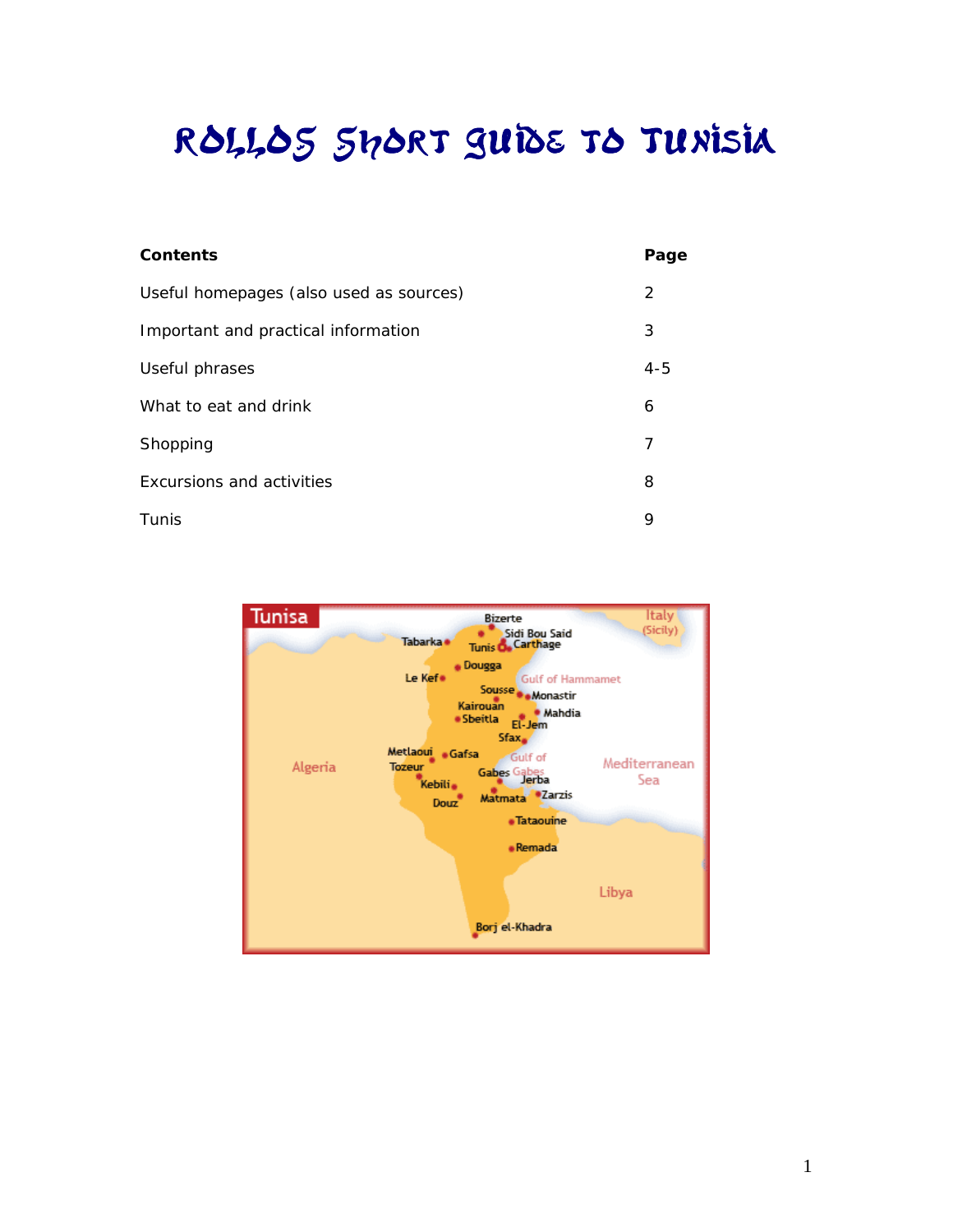# ROLLOS SHORT GUIDE TO TUNISIA

| **Contents** | **Page** |
| --- | --- |
| Useful homepages (also used as sources) | 2 |
| Important and practical information | 3 |
| Useful phrases | 4-5 |
| What to eat and drink | 6 |
| Shopping | 7 |
| Excursions and activities | 8 |
| Tunis | 9 |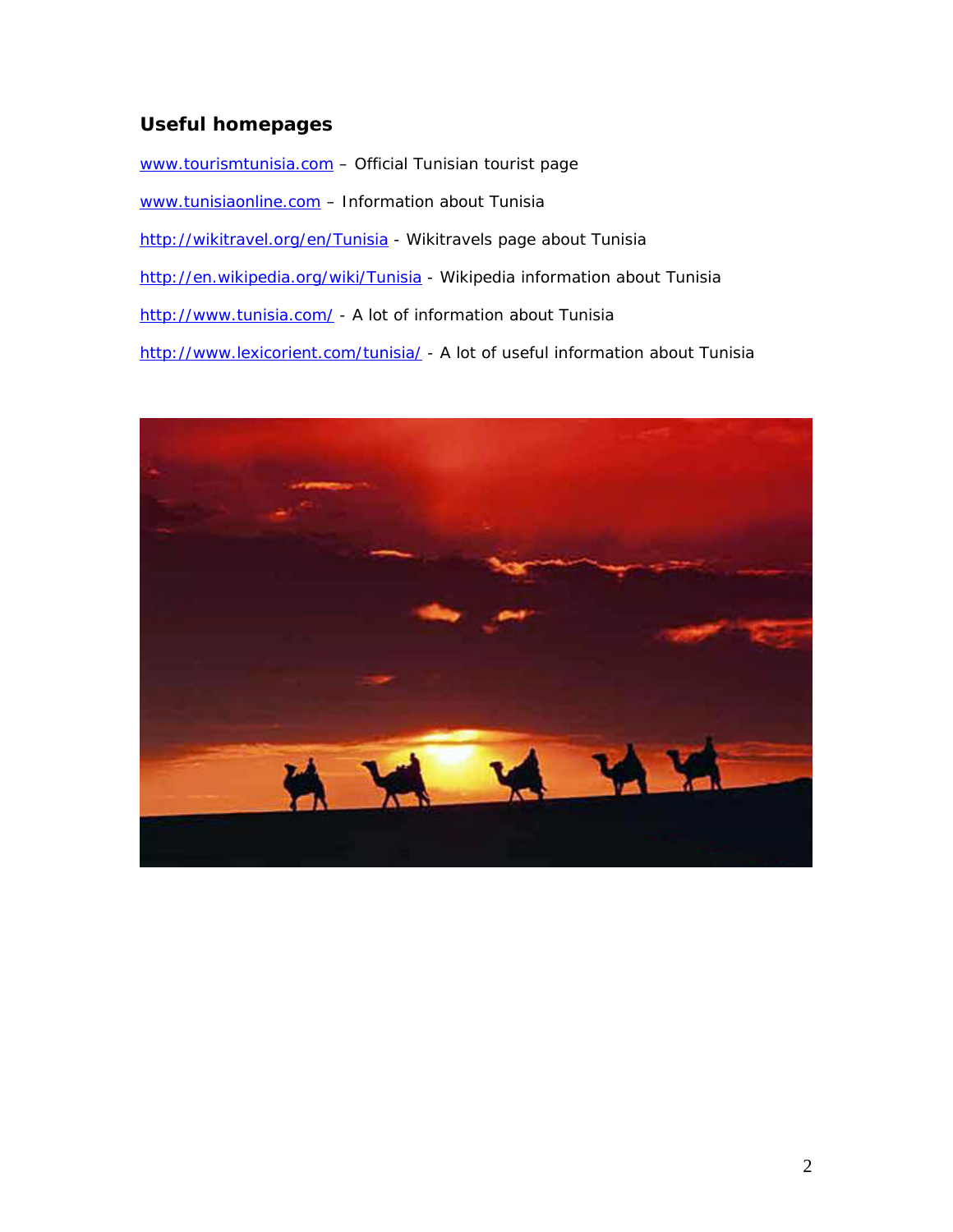### Useful homepages

www.tourismtunisia.com – Official Tunisian tourist page

www.tunisiaonline.com – Information about Tunisia

http://wikitravel.org/en/Tunisia - Wikitravels page about Tunisia

http://en.wikipedia.org/wiki/Tunisia - Wikipedia information about Tunisia

http://www.tunisia.com/ - A lot of information about Tunisia

http://www.lexicorient.com/tunisia/ - A lot of useful information about Tunisia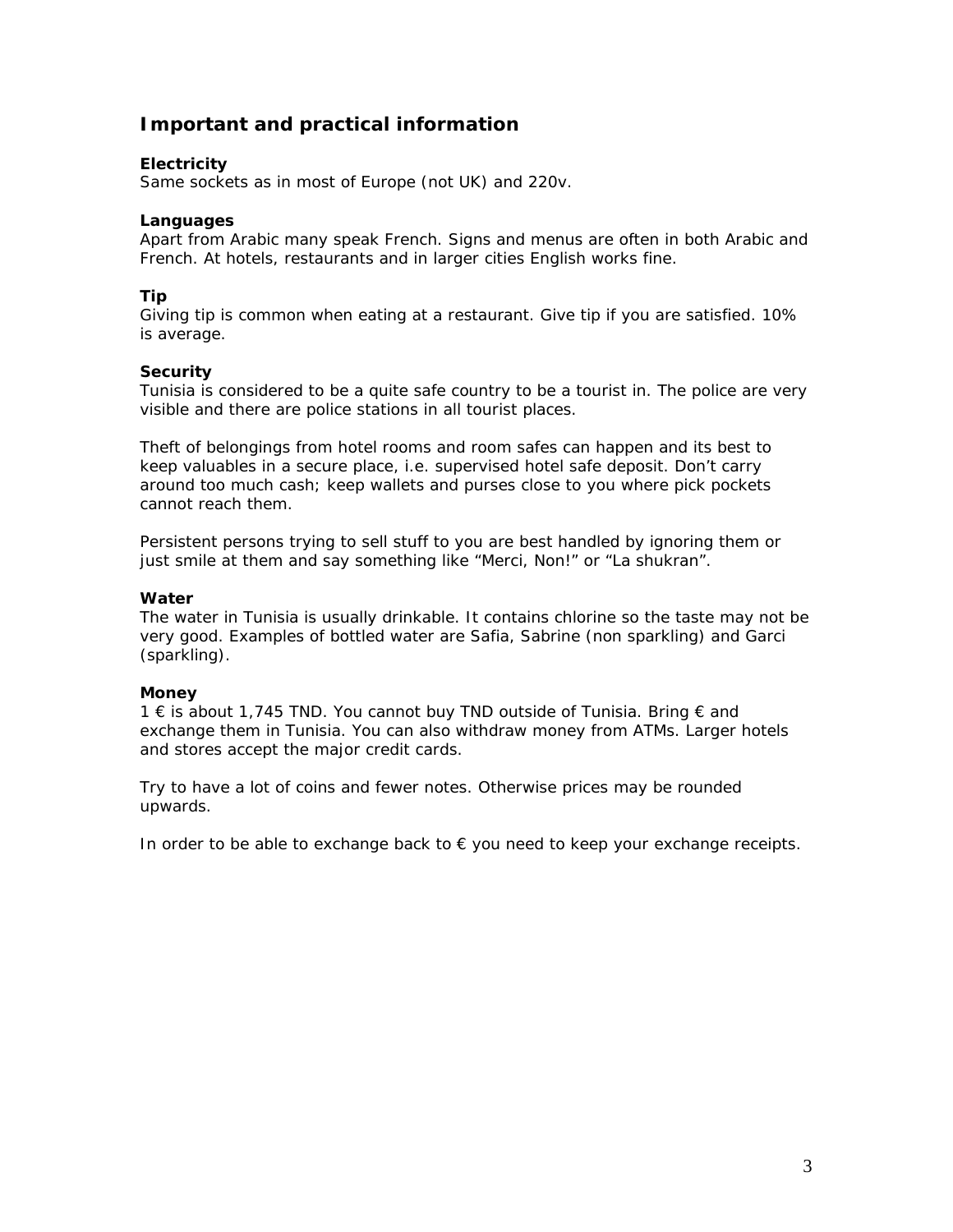## Important and practical information

### Electricity

Same sockets as in most of Europe (not UK) and 220v.

### Languages

Apart from Arabic many speak French. Signs and menus are often in both Arabic and French. At hotels, restaurants and in larger cities English works fine.

### Tip

Giving tip is common when eating at a restaurant. Give tip if you are satisfied. 10% is average.

### Security

Tunisia is considered to be a quite safe country to be a tourist in. The police are very visible and there are police stations in all tourist places.

Theft of belongings from hotel rooms and room safes can happen and its best to keep valuables in a secure place, i.e. supervised hotel safe deposit. Don't carry around too much cash; keep wallets and purses close to you where pick pockets cannot reach them.

Persistent persons trying to sell stuff to you are best handled by ignoring them or just smile at them and say something like "Merci, Non!" or "La shukran".

### Water

The water in Tunisia is usually drinkable. It contains chlorine so the taste may not be very good. Examples of bottled water are Safia, Sabrine (non sparkling) and Garci (sparkling).

### Money

1 € is about 1,745 TND. You cannot buy TND outside of Tunisia. Bring € and exchange them in Tunisia. You can also withdraw money from ATMs. Larger hotels and stores accept the major credit cards.

Try to have a lot of coins and fewer notes. Otherwise prices may be rounded upwards.

In order to be able to exchange back to € you need to keep your exchange receipts.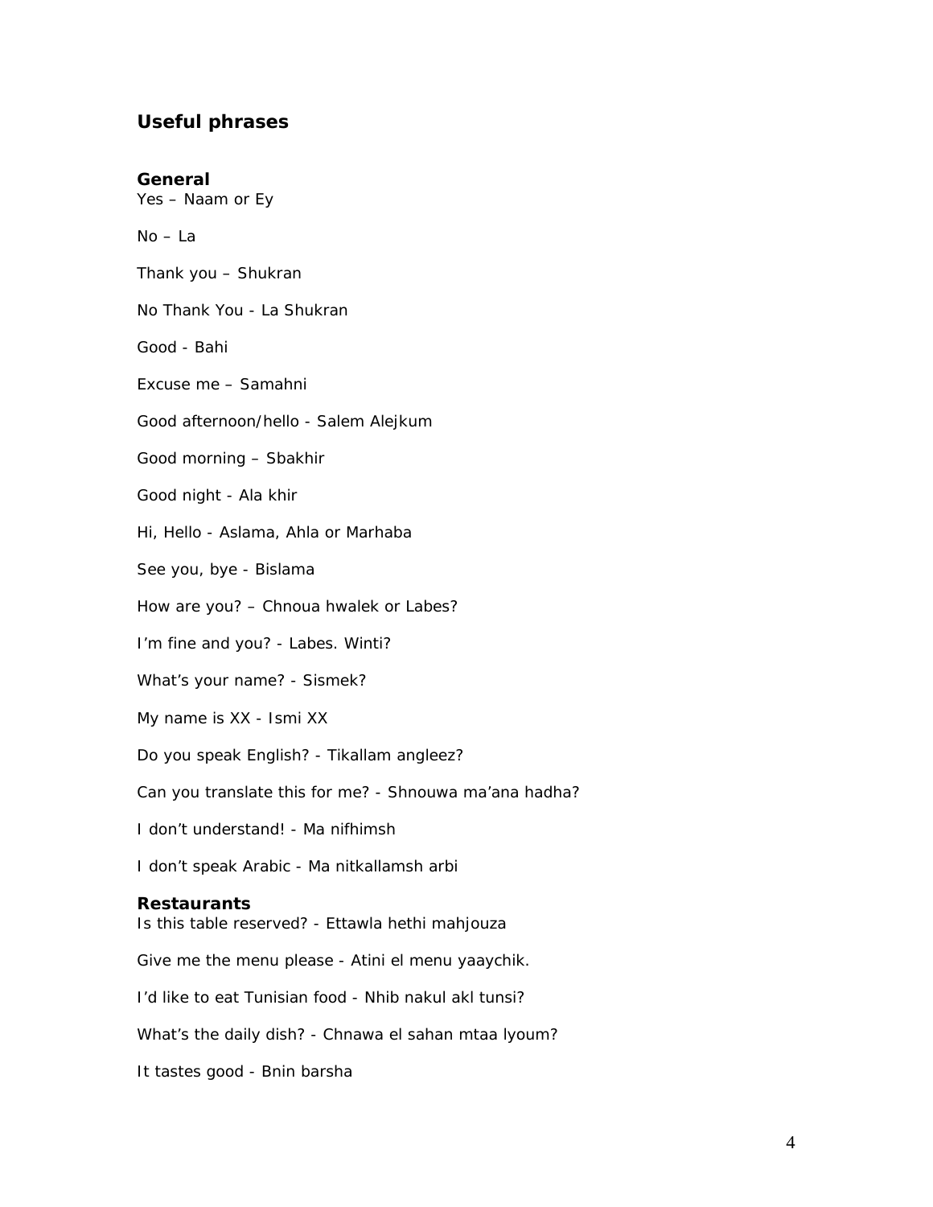## Useful phrases

### General

Yes – Naam or Ey

No – La

Thank you – Shukran

No Thank You - La Shukran

Good - Bahi

Excuse me – Samahni

Good afternoon/hello - Salem Alejkum

Good morning – Sbakhir

Good night - Ala khir

Hi, Hello - Aslama, Ahla or Marhaba

See you, bye - Bislama

How are you? – Chnoua hwalek or Labes?

I'm fine and you? - Labes. Winti?

What's your name? - Sismek?

My name is XX - Ismi XX

Do you speak English? - Tikallam angleez?

Can you translate this for me? - Shnouwa ma'ana hadha?

I don't understand! - Ma nifhimsh

I don't speak Arabic - Ma nitkallamsh arbi

### Restaurants

Is this table reserved? - Ettawla hethi mahjouza

Give me the menu please - Atini el menu yaaychik.

I'd like to eat Tunisian food - Nhib nakul akl tunsi?

What's the daily dish? - Chnawa el sahan mtaa lyoum?

It tastes good - Bnin barsha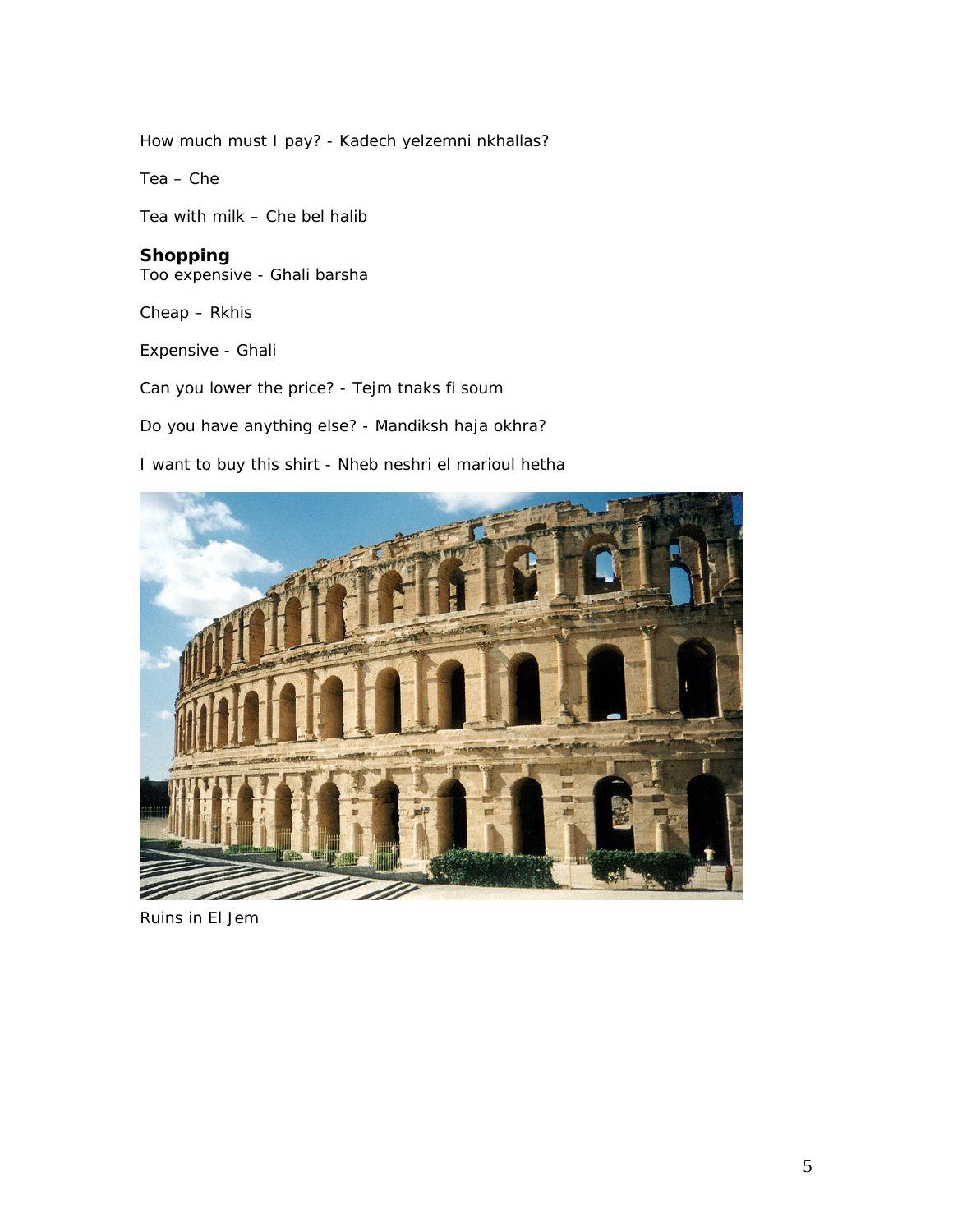How much must I pay? - Kadech yelzemni nkhallas?

Tea – Che

Tea with milk – Che bel halib

**Shopping**

Too expensive - Ghali barsha

Cheap – Rkhis

Expensive - Ghali

Can you lower the price? - Tejm tnaks fi soum

Do you have anything else? - Mandiksh haja okhra?

I want to buy this shirt - Nheb neshri el marioul hetha

Ruins in El Jem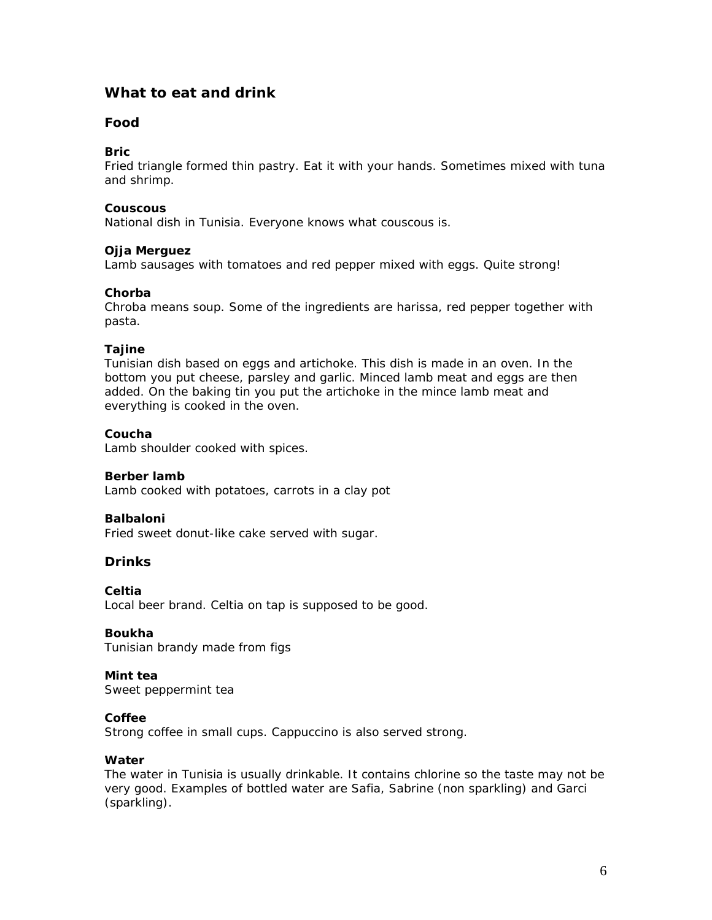## What to eat and drink

### Food

**Bric**
Fried triangle formed thin pastry. Eat it with your hands. Sometimes mixed with tuna and shrimp.

**Couscous**
National dish in Tunisia. Everyone knows what couscous is.

**Ojja Merguez**
Lamb sausages with tomatoes and red pepper mixed with eggs. Quite strong!

**Chorba**
Chroba means soup. Some of the ingredients are harissa, red pepper together with pasta.

**Tajine**
Tunisian dish based on eggs and artichoke. This dish is made in an oven. In the bottom you put cheese, parsley and garlic. Minced lamb meat and eggs are then added. On the baking tin you put the artichoke in the mince lamb meat and everything is cooked in the oven.

**Coucha**
Lamb shoulder cooked with spices.

**Berber lamb**
Lamb cooked with potatoes, carrots in a clay pot

**Balbaloni**
Fried sweet donut-like cake served with sugar.

### Drinks

**Celtia**
Local beer brand. Celtia on tap is supposed to be good.

**Boukha**
Tunisian brandy made from figs

**Mint tea**
Sweet peppermint tea

**Coffee**
Strong coffee in small cups. Cappuccino is also served strong.

**Water**
The water in Tunisia is usually drinkable. It contains chlorine so the taste may not be very good. Examples of bottled water are Safia, Sabrine (non sparkling) and Garci (sparkling).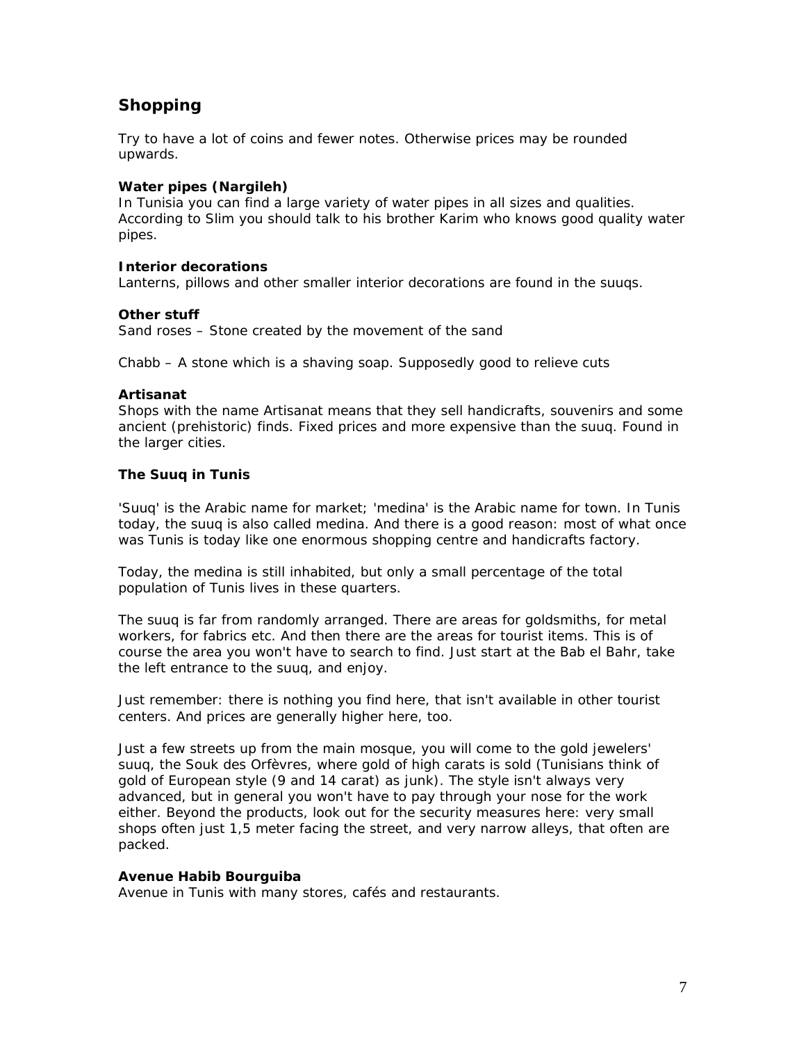## Shopping

Try to have a lot of coins and fewer notes. Otherwise prices may be rounded upwards.

**Water pipes (Nargileh)**
In Tunisia you can find a large variety of water pipes in all sizes and qualities. According to Slim you should talk to his brother Karim who knows good quality water pipes.

**Interior decorations**
Lanterns, pillows and other smaller interior decorations are found in the suuqs.

**Other stuff**
Sand roses – Stone created by the movement of the sand

Chabb – A stone which is a shaving soap. Supposedly good to relieve cuts

**Artisanat**
Shops with the name Artisanat means that they sell handicrafts, souvenirs and some ancient (prehistoric) finds. Fixed prices and more expensive than the suuq. Found in the larger cities.

**The Suuq in Tunis**

'Suuq' is the Arabic name for market; 'medina' is the Arabic name for town. In Tunis today, the suuq is also called medina. And there is a good reason: most of what once was Tunis is today like one enormous shopping centre and handicrafts factory.

Today, the medina is still inhabited, but only a small percentage of the total population of Tunis lives in these quarters.

The suuq is far from randomly arranged. There are areas for goldsmiths, for metal workers, for fabrics etc. And then there are the areas for tourist items. This is of course the area you won't have to search to find. Just start at the Bab el Bahr, take the left entrance to the suuq, and enjoy.

Just remember: there is nothing you find here, that isn't available in other tourist centers. And prices are generally higher here, too.

Just a few streets up from the main mosque, you will come to the gold jewelers' suuq, the Souk des Orfèvres, where gold of high carats is sold (Tunisians think of gold of European style (9 and 14 carat) as junk). The style isn't always very advanced, but in general you won't have to pay through your nose for the work either. Beyond the products, look out for the security measures here: very small shops often just 1,5 meter facing the street, and very narrow alleys, that often are packed.

**Avenue Habib Bourguiba**
Avenue in Tunis with many stores, cafés and restaurants.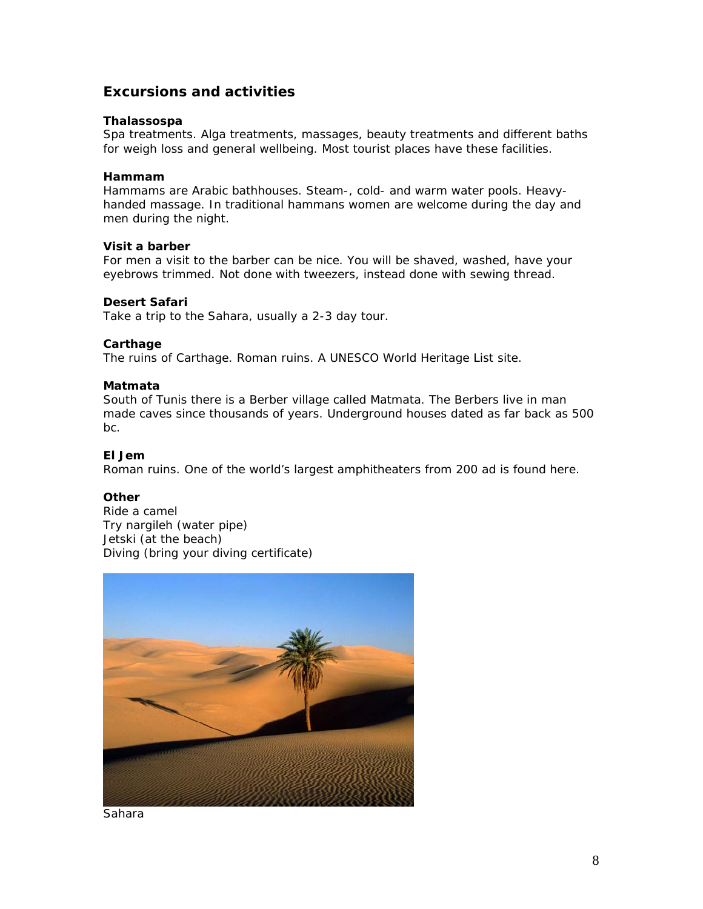## Excursions and activities

**Thalassospa**
Spa treatments. Alga treatments, massages, beauty treatments and different baths for weigh loss and general wellbeing. Most tourist places have these facilities.

**Hammam**
Hammams are Arabic bathhouses. Steam-, cold- and warm water pools. Heavy-handed massage. In traditional hammans women are welcome during the day and men during the night.

**Visit a barber**
For men a visit to the barber can be nice. You will be shaved, washed, have your eyebrows trimmed. Not done with tweezers, instead done with sewing thread.

**Desert Safari**
Take a trip to the Sahara, usually a 2-3 day tour.

**Carthage**
The ruins of Carthage. Roman ruins. A UNESCO World Heritage List site.

**Matmata**
South of Tunis there is a Berber village called Matmata. The Berbers live in man made caves since thousands of years. Underground houses dated as far back as 500 bc.

**El Jem**
Roman ruins. One of the world's largest amphitheaters from 200 ad is found here.

**Other**
Ride a camel
Try nargileh (water pipe)
Jetski (at the beach)
Diving (bring your diving certificate)

Sahara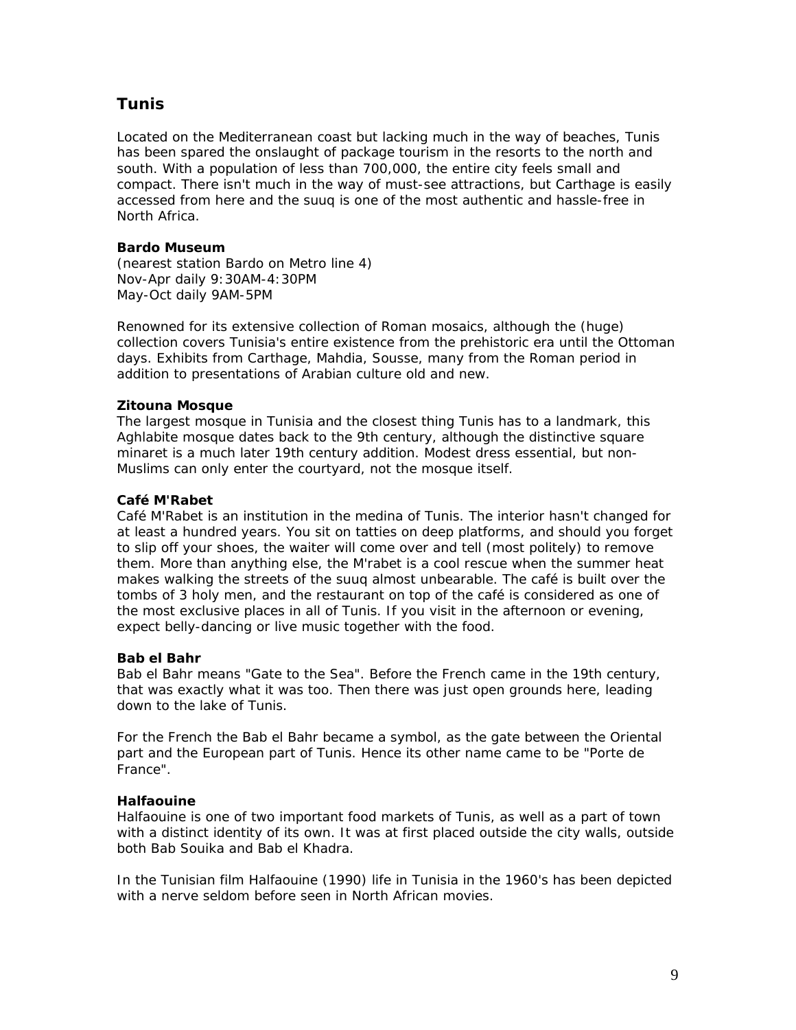## Tunis

Located on the Mediterranean coast but lacking much in the way of beaches, Tunis has been spared the onslaught of package tourism in the resorts to the north and south. With a population of less than 700,000, the entire city feels small and compact. There isn't much in the way of must-see attractions, but Carthage is easily accessed from here and the suuq is one of the most authentic and hassle-free in North Africa.

**Bardo Museum**
(nearest station Bardo on Metro line 4)
Nov-Apr daily 9:30AM-4:30PM
May-Oct daily 9AM-5PM

Renowned for its extensive collection of Roman mosaics, although the (huge) collection covers Tunisia's entire existence from the prehistoric era until the Ottoman days. Exhibits from Carthage, Mahdia, Sousse, many from the Roman period in addition to presentations of Arabian culture old and new.

**Zitouna Mosque**
The largest mosque in Tunisia and the closest thing Tunis has to a landmark, this Aghlabite mosque dates back to the 9th century, although the distinctive square minaret is a much later 19th century addition. Modest dress essential, but non-Muslims can only enter the courtyard, not the mosque itself.

**Café M'Rabet**
Café M'Rabet is an institution in the medina of Tunis. The interior hasn't changed for at least a hundred years. You sit on tatties on deep platforms, and should you forget to slip off your shoes, the waiter will come over and tell (most politely) to remove them. More than anything else, the M'rabet is a cool rescue when the summer heat makes walking the streets of the suuq almost unbearable. The café is built over the tombs of 3 holy men, and the restaurant on top of the café is considered as one of the most exclusive places in all of Tunis. If you visit in the afternoon or evening, expect belly-dancing or live music together with the food.

**Bab el Bahr**
Bab el Bahr means "Gate to the Sea". Before the French came in the 19th century, that was exactly what it was too. Then there was just open grounds here, leading down to the lake of Tunis.

For the French the Bab el Bahr became a symbol, as the gate between the Oriental part and the European part of Tunis. Hence its other name came to be "Porte de France".

**Halfaouine**
Halfaouine is one of two important food markets of Tunis, as well as a part of town with a distinct identity of its own. It was at first placed outside the city walls, outside both Bab Souika and Bab el Khadra.

In the Tunisian film Halfaouine (1990) life in Tunisia in the 1960's has been depicted with a nerve seldom before seen in North African movies.